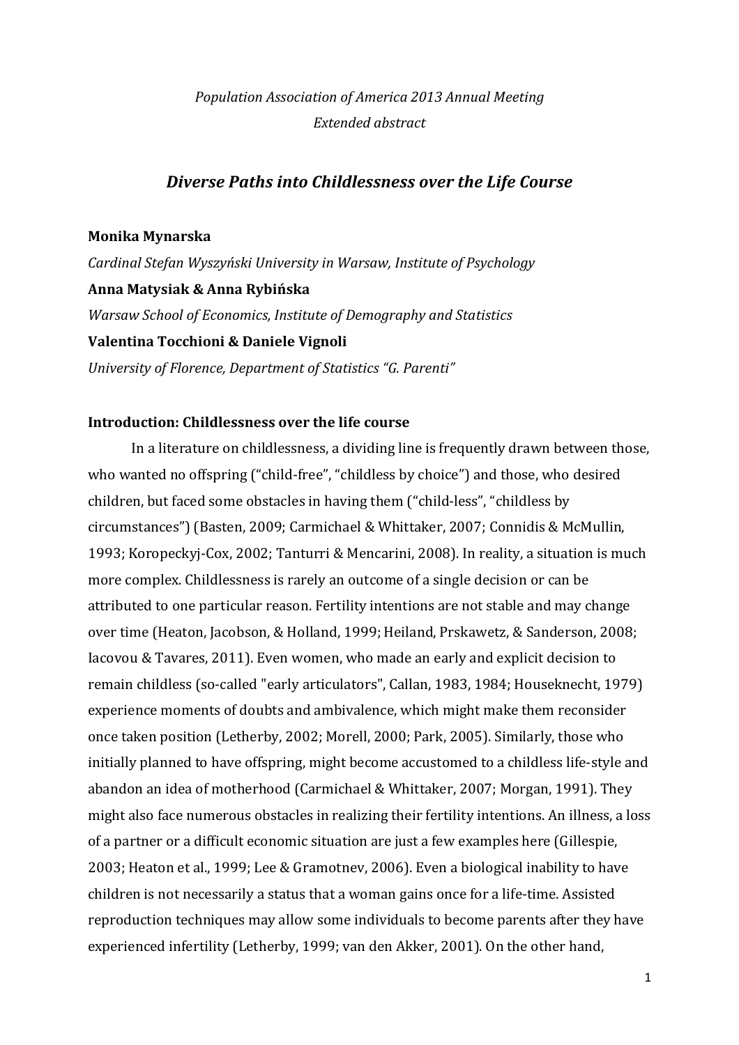*Population Association of America 2013 Annual Meeting*
*Extended abstract*

# *Diverse Paths into Childlessness over the Life Course*

**Monika Mynarska**
*Cardinal Stefan Wyszyński University in Warsaw, Institute of Psychology*
**Anna Matysiak & Anna Rybińska**
*Warsaw School of Economics, Institute of Demography and Statistics*
**Valentina Tocchioni & Daniele Vignoli**
*University of Florence, Department of Statistics "G. Parenti"*

## Introduction: Childlessness over the life course

In a literature on childlessness, a dividing line is frequently drawn between those, who wanted no offspring ("child-free", "childless by choice") and those, who desired children, but faced some obstacles in having them ("child-less", "childless by circumstances") (Basten, 2009; Carmichael & Whittaker, 2007; Connidis & McMullin, 1993; Koropeckyj-Cox, 2002; Tanturri & Mencarini, 2008). In reality, a situation is much more complex. Childlessness is rarely an outcome of a single decision or can be attributed to one particular reason. Fertility intentions are not stable and may change over time (Heaton, Jacobson, & Holland, 1999; Heiland, Prskawetz, & Sanderson, 2008; Iacovou & Tavares, 2011). Even women, who made an early and explicit decision to remain childless (so-called "early articulators", Callan, 1983, 1984; Houseknecht, 1979) experience moments of doubts and ambivalence, which might make them reconsider once taken position (Letherby, 2002; Morell, 2000; Park, 2005). Similarly, those who initially planned to have offspring, might become accustomed to a childless life-style and abandon an idea of motherhood (Carmichael & Whittaker, 2007; Morgan, 1991). They might also face numerous obstacles in realizing their fertility intentions. An illness, a loss of a partner or a difficult economic situation are just a few examples here (Gillespie, 2003; Heaton et al., 1999; Lee & Gramotnev, 2006). Even a biological inability to have children is not necessarily a status that a woman gains once for a life-time. Assisted reproduction techniques may allow some individuals to become parents after they have experienced infertility (Letherby, 1999; van den Akker, 2001). On the other hand,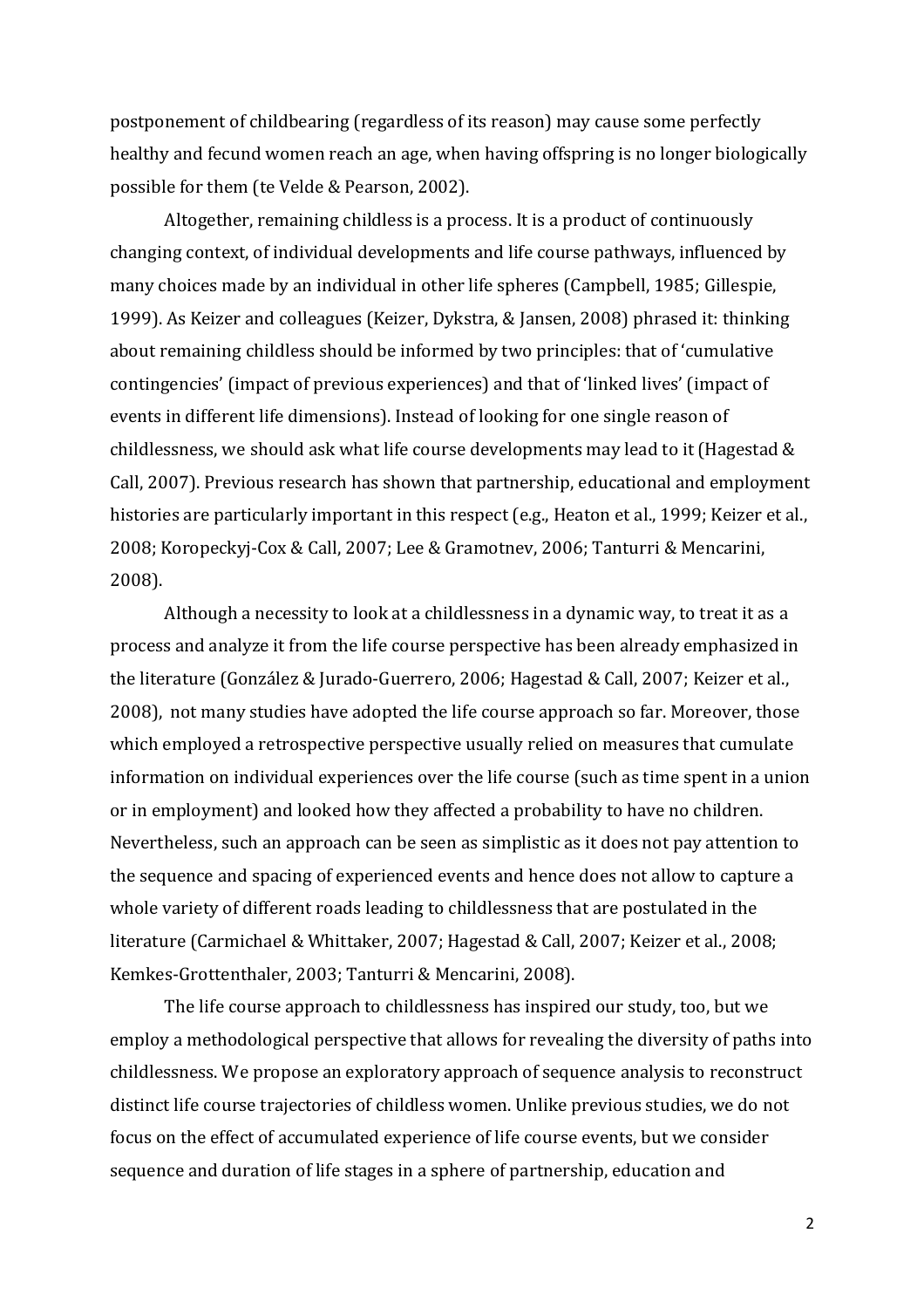postponement of childbearing (regardless of its reason) may cause some perfectly healthy and fecund women reach an age, when having offspring is no longer biologically possible for them (te Velde & Pearson, 2002).

Altogether, remaining childless is a process. It is a product of continuously changing context, of individual developments and life course pathways, influenced by many choices made by an individual in other life spheres (Campbell, 1985; Gillespie, 1999). As Keizer and colleagues (Keizer, Dykstra, & Jansen, 2008) phrased it: thinking about remaining childless should be informed by two principles: that of 'cumulative contingencies' (impact of previous experiences) and that of 'linked lives' (impact of events in different life dimensions). Instead of looking for one single reason of childlessness, we should ask what life course developments may lead to it (Hagestad & Call, 2007). Previous research has shown that partnership, educational and employment histories are particularly important in this respect (e.g., Heaton et al., 1999; Keizer et al., 2008; Koropeckyj-Cox & Call, 2007; Lee & Gramotnev, 2006; Tanturri & Mencarini, 2008).

Although a necessity to look at a childlessness in a dynamic way, to treat it as a process and analyze it from the life course perspective has been already emphasized in the literature (González & Jurado-Guerrero, 2006; Hagestad & Call, 2007; Keizer et al., 2008), not many studies have adopted the life course approach so far. Moreover, those which employed a retrospective perspective usually relied on measures that cumulate information on individual experiences over the life course (such as time spent in a union or in employment) and looked how they affected a probability to have no children. Nevertheless, such an approach can be seen as simplistic as it does not pay attention to the sequence and spacing of experienced events and hence does not allow to capture a whole variety of different roads leading to childlessness that are postulated in the literature (Carmichael & Whittaker, 2007; Hagestad & Call, 2007; Keizer et al., 2008; Kemkes-Grottenthaler, 2003; Tanturri & Mencarini, 2008).

The life course approach to childlessness has inspired our study, too, but we employ a methodological perspective that allows for revealing the diversity of paths into childlessness. We propose an exploratory approach of sequence analysis to reconstruct distinct life course trajectories of childless women. Unlike previous studies, we do not focus on the effect of accumulated experience of life course events, but we consider sequence and duration of life stages in a sphere of partnership, education and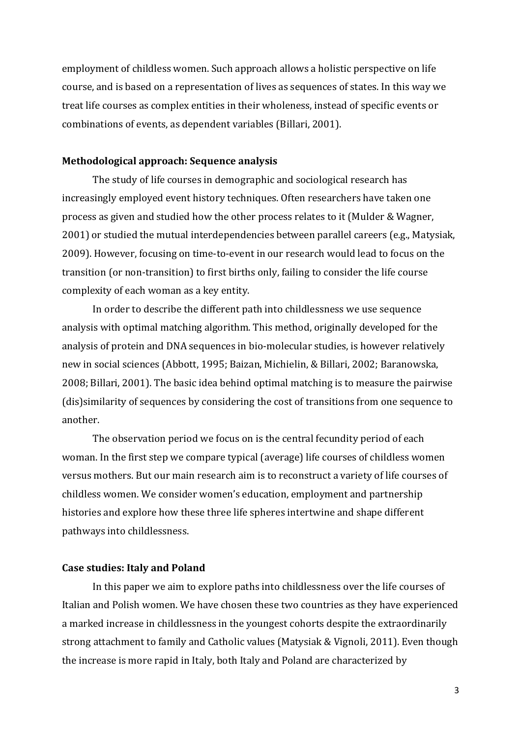employment of childless women. Such approach allows a holistic perspective on life course, and is based on a representation of lives as sequences of states. In this way we treat life courses as complex entities in their wholeness, instead of specific events or combinations of events, as dependent variables (Billari, 2001).

## Methodological approach: Sequence analysis

The study of life courses in demographic and sociological research has increasingly employed event history techniques. Often researchers have taken one process as given and studied how the other process relates to it (Mulder & Wagner, 2001) or studied the mutual interdependencies between parallel careers (e.g., Matysiak, 2009). However, focusing on time-to-event in our research would lead to focus on the transition (or non-transition) to first births only, failing to consider the life course complexity of each woman as a key entity.

In order to describe the different path into childlessness we use sequence analysis with optimal matching algorithm. This method, originally developed for the analysis of protein and DNA sequences in bio-molecular studies, is however relatively new in social sciences (Abbott, 1995; Baizan, Michielin, & Billari, 2002; Baranowska, 2008; Billari, 2001). The basic idea behind optimal matching is to measure the pairwise (dis)similarity of sequences by considering the cost of transitions from one sequence to another.

The observation period we focus on is the central fecundity period of each woman. In the first step we compare typical (average) life courses of childless women versus mothers. But our main research aim is to reconstruct a variety of life courses of childless women. We consider women's education, employment and partnership histories and explore how these three life spheres intertwine and shape different pathways into childlessness.

## Case studies: Italy and Poland

In this paper we aim to explore paths into childlessness over the life courses of Italian and Polish women. We have chosen these two countries as they have experienced a marked increase in childlessness in the youngest cohorts despite the extraordinarily strong attachment to family and Catholic values (Matysiak & Vignoli, 2011). Even though the increase is more rapid in Italy, both Italy and Poland are characterized by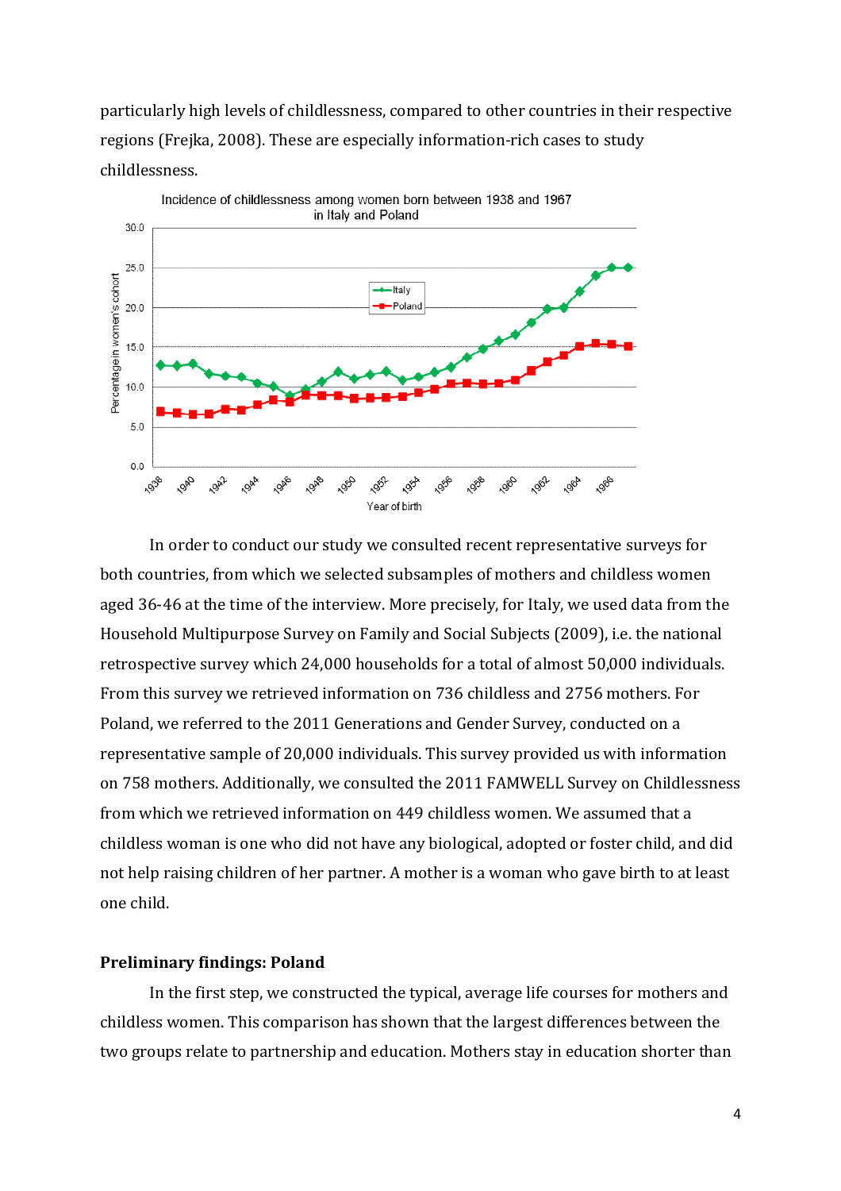particularly high levels of childlessness, compared to other countries in their respective regions (Frejka, 2008). These are especially information-rich cases to study childlessness.

Incidence of childlessness among women born between 1938 and 1967 in Italy and Poland

In order to conduct our study we consulted recent representative surveys for both countries, from which we selected subsamples of mothers and childless women aged 36-46 at the time of the interview. More precisely, for Italy, we used data from the Household Multipurpose Survey on Family and Social Subjects (2009), i.e. the national retrospective survey which 24,000 households for a total of almost 50,000 individuals. From this survey we retrieved information on 736 childless and 2756 mothers. For Poland, we referred to the 2011 Generations and Gender Survey, conducted on a representative sample of 20,000 individuals. This survey provided us with information on 758 mothers. Additionally, we consulted the 2011 FAMWELL Survey on Childlessness from which we retrieved information on 449 childless women. We assumed that a childless woman is one who did not have any biological, adopted or foster child, and did not help raising children of her partner. A mother is a woman who gave birth to at least one child.

**Preliminary findings: Poland**

In the first step, we constructed the typical, average life courses for mothers and childless women. This comparison has shown that the largest differences between the two groups relate to partnership and education. Mothers stay in education shorter than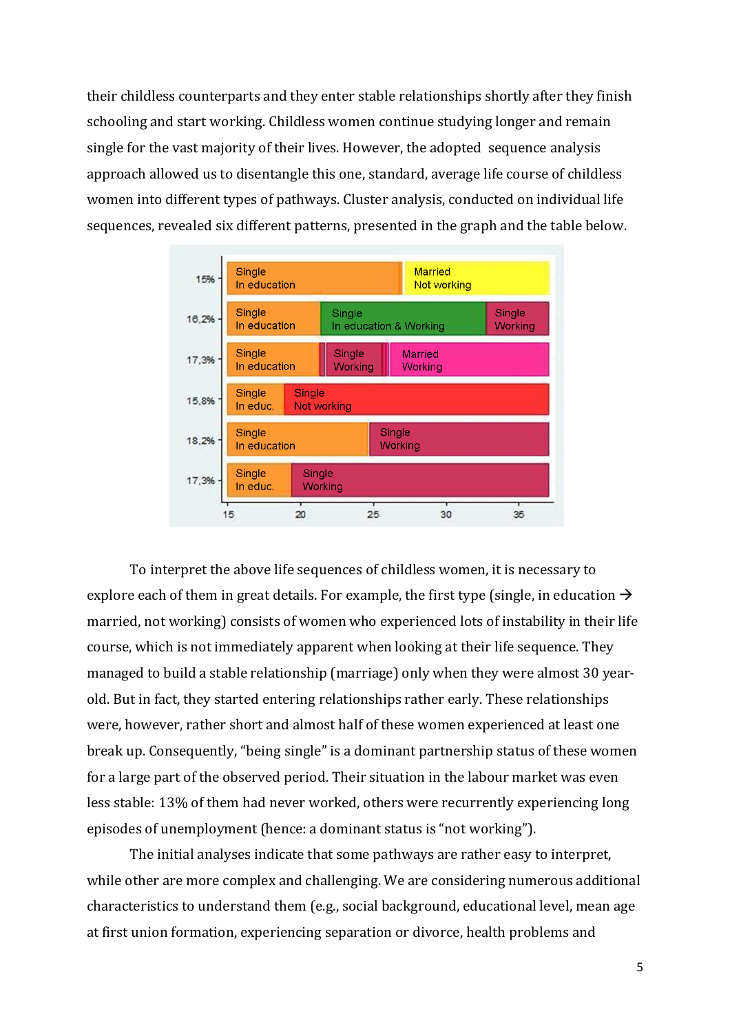their childless counterparts and they enter stable relationships shortly after they finish schooling and start working. Childless women continue studying longer and remain single for the vast majority of their lives. However, the adopted sequence analysis approach allowed us to disentangle this one, standard, average life course of childless women into different types of pathways. Cluster analysis, conducted on individual life sequences, revealed six different patterns, presented in the graph and the table below.

To interpret the above life sequences of childless women, it is necessary to explore each of them in great details. For example, the first type (single, in education → married, not working) consists of women who experienced lots of instability in their life course, which is not immediately apparent when looking at their life sequence. They managed to build a stable relationship (marriage) only when they were almost 30 year-old. But in fact, they started entering relationships rather early. These relationships were, however, rather short and almost half of these women experienced at least one break up. Consequently, "being single" is a dominant partnership status of these women for a large part of the observed period. Their situation in the labour market was even less stable: 13% of them had never worked, others were recurrently experiencing long episodes of unemployment (hence: a dominant status is "not working").

The initial analyses indicate that some pathways are rather easy to interpret, while other are more complex and challenging. We are considering numerous additional characteristics to understand them (e.g., social background, educational level, mean age at first union formation, experiencing separation or divorce, health problems and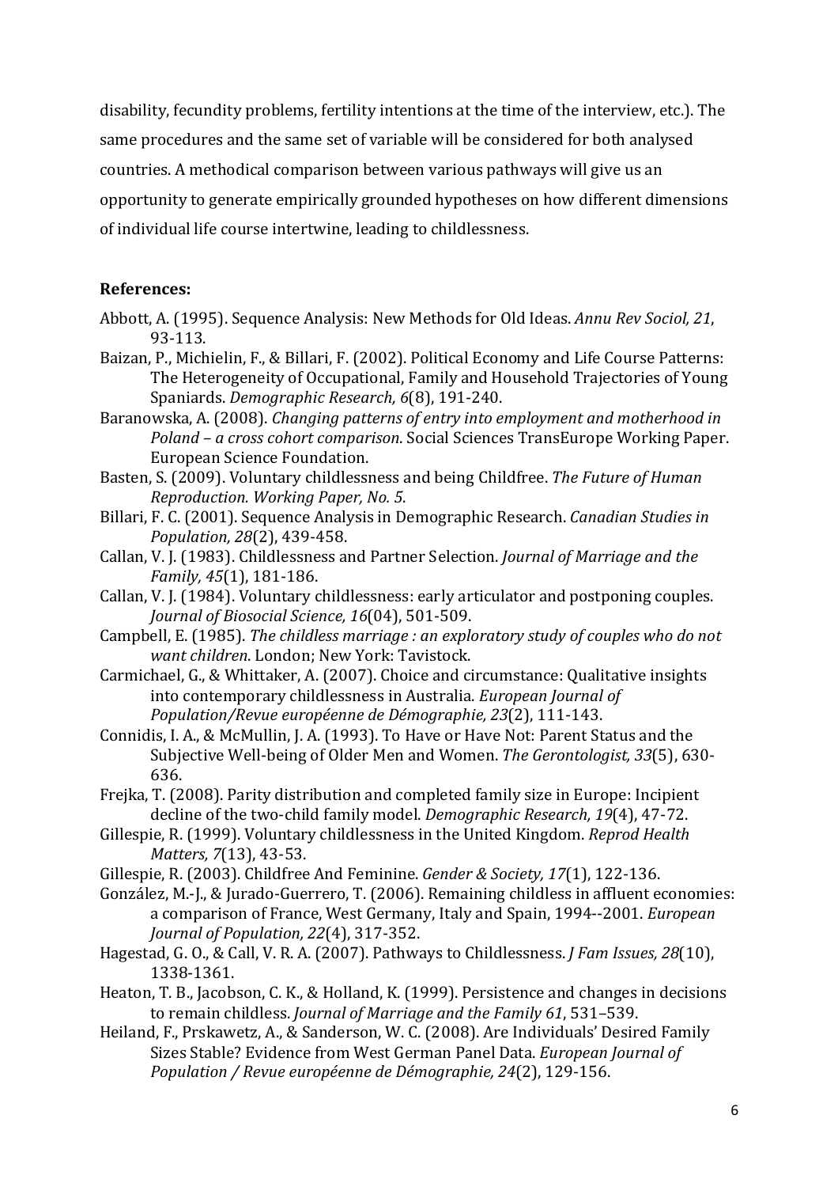disability, fecundity problems, fertility intentions at the time of the interview, etc.). The same procedures and the same set of variable will be considered for both analysed countries. A methodical comparison between various pathways will give us an opportunity to generate empirically grounded hypotheses on how different dimensions of individual life course intertwine, leading to childlessness.

**References:**

Abbott, A. (1995). Sequence Analysis: New Methods for Old Ideas. *Annu Rev Sociol, 21*, 93-113.

Baizan, P., Michielin, F., & Billari, F. (2002). Political Economy and Life Course Patterns: The Heterogeneity of Occupational, Family and Household Trajectories of Young Spaniards. *Demographic Research, 6*(8), 191-240.

Baranowska, A. (2008). *Changing patterns of entry into employment and motherhood in Poland – a cross cohort comparison*. Social Sciences TransEurope Working Paper. European Science Foundation.

Basten, S. (2009). Voluntary childlessness and being Childfree. *The Future of Human Reproduction. Working Paper, No. 5*.

Billari, F. C. (2001). Sequence Analysis in Demographic Research. *Canadian Studies in Population, 28*(2), 439-458.

Callan, V. J. (1983). Childlessness and Partner Selection. *Journal of Marriage and the Family, 45*(1), 181-186.

Callan, V. J. (1984). Voluntary childlessness: early articulator and postponing couples. *Journal of Biosocial Science, 16*(04), 501-509.

Campbell, E. (1985). *The childless marriage : an exploratory study of couples who do not want children*. London; New York: Tavistock.

Carmichael, G., & Whittaker, A. (2007). Choice and circumstance: Qualitative insights into contemporary childlessness in Australia. *European Journal of Population/Revue européenne de Démographie, 23*(2), 111-143.

Connidis, I. A., & McMullin, J. A. (1993). To Have or Have Not: Parent Status and the Subjective Well-being of Older Men and Women. *The Gerontologist, 33*(5), 630-636.

Frejka, T. (2008). Parity distribution and completed family size in Europe: Incipient decline of the two-child family model. *Demographic Research, 19*(4), 47-72.

Gillespie, R. (1999). Voluntary childlessness in the United Kingdom. *Reprod Health Matters, 7*(13), 43-53.

Gillespie, R. (2003). Childfree And Feminine. *Gender & Society, 17*(1), 122-136.

González, M.-J., & Jurado-Guerrero, T. (2006). Remaining childless in affluent economies: a comparison of France, West Germany, Italy and Spain, 1994--2001. *European Journal of Population, 22*(4), 317-352.

Hagestad, G. O., & Call, V. R. A. (2007). Pathways to Childlessness. *J Fam Issues, 28*(10), 1338-1361.

Heaton, T. B., Jacobson, C. K., & Holland, K. (1999). Persistence and changes in decisions to remain childless. *Journal of Marriage and the Family 61*, 531–539.

Heiland, F., Prskawetz, A., & Sanderson, W. C. (2008). Are Individuals' Desired Family Sizes Stable? Evidence from West German Panel Data. *European Journal of Population / Revue européenne de Démographie, 24*(2), 129-156.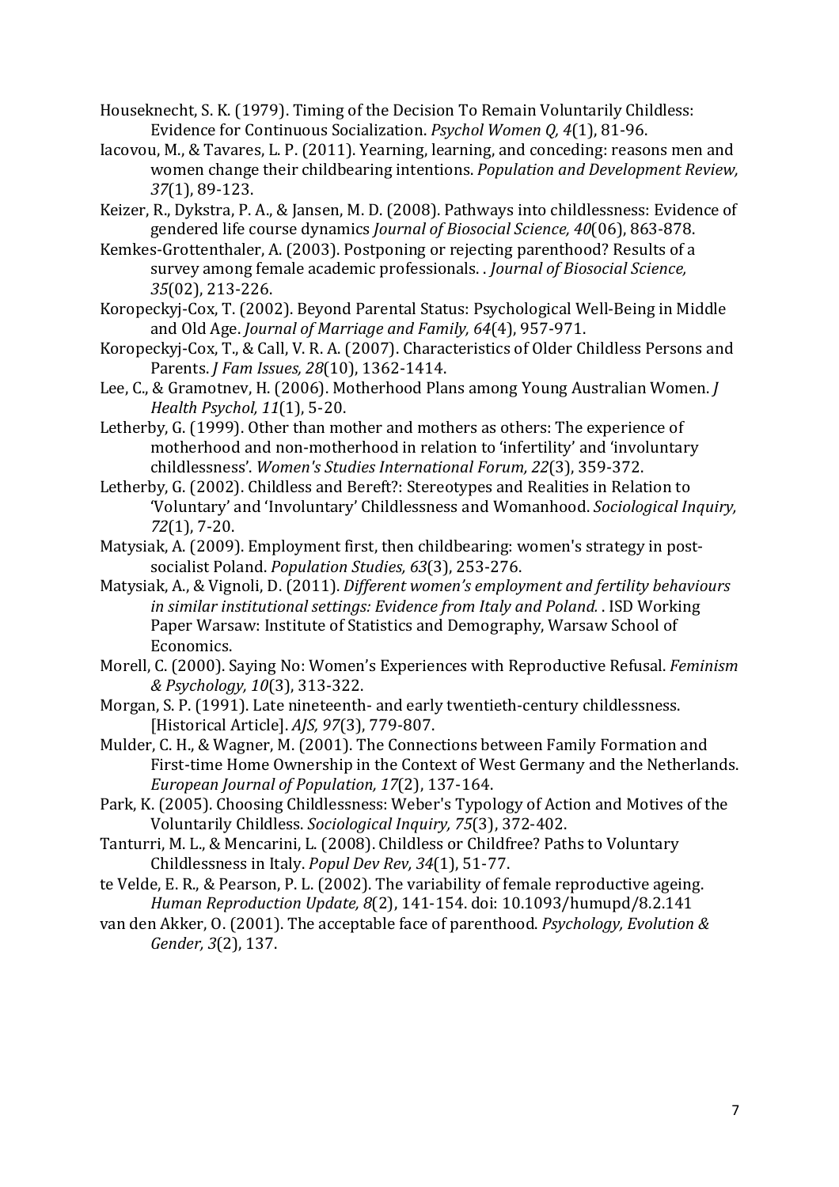Houseknecht, S. K. (1979). Timing of the Decision To Remain Voluntarily Childless: Evidence for Continuous Socialization. *Psychol Women Q, 4*(1), 81-96.

Iacovou, M., & Tavares, L. P. (2011). Yearning, learning, and conceding: reasons men and women change their childbearing intentions. *Population and Development Review, 37*(1), 89-123.

Keizer, R., Dykstra, P. A., & Jansen, M. D. (2008). Pathways into childlessness: Evidence of gendered life course dynamics *Journal of Biosocial Science, 40*(06), 863-878.

Kemkes-Grottenthaler, A. (2003). Postponing or rejecting parenthood? Results of a survey among female academic professionals. . *Journal of Biosocial Science, 35*(02), 213-226.

Koropeckyj-Cox, T. (2002). Beyond Parental Status: Psychological Well-Being in Middle and Old Age. *Journal of Marriage and Family, 64*(4), 957-971.

Koropeckyj-Cox, T., & Call, V. R. A. (2007). Characteristics of Older Childless Persons and Parents. *J Fam Issues, 28*(10), 1362-1414.

Lee, C., & Gramotnev, H. (2006). Motherhood Plans among Young Australian Women. *J Health Psychol, 11*(1), 5-20.

Letherby, G. (1999). Other than mother and mothers as others: The experience of motherhood and non-motherhood in relation to 'infertility' and 'involuntary childlessness'. *Women's Studies International Forum, 22*(3), 359-372.

Letherby, G. (2002). Childless and Bereft?: Stereotypes and Realities in Relation to 'Voluntary' and 'Involuntary' Childlessness and Womanhood. *Sociological Inquiry, 72*(1), 7-20.

Matysiak, A. (2009). Employment first, then childbearing: women's strategy in post-socialist Poland. *Population Studies, 63*(3), 253-276.

Matysiak, A., & Vignoli, D. (2011). *Different women's employment and fertility behaviours in similar institutional settings: Evidence from Italy and Poland.* . ISD Working Paper Warsaw: Institute of Statistics and Demography, Warsaw School of Economics.

Morell, C. (2000). Saying No: Women's Experiences with Reproductive Refusal. *Feminism & Psychology, 10*(3), 313-322.

Morgan, S. P. (1991). Late nineteenth- and early twentieth-century childlessness. [Historical Article]. *AJS, 97*(3), 779-807.

Mulder, C. H., & Wagner, M. (2001). The Connections between Family Formation and First-time Home Ownership in the Context of West Germany and the Netherlands. *European Journal of Population, 17*(2), 137-164.

Park, K. (2005). Choosing Childlessness: Weber's Typology of Action and Motives of the Voluntarily Childless. *Sociological Inquiry, 75*(3), 372-402.

Tanturri, M. L., & Mencarini, L. (2008). Childless or Childfree? Paths to Voluntary Childlessness in Italy. *Popul Dev Rev, 34*(1), 51-77.

te Velde, E. R., & Pearson, P. L. (2002). The variability of female reproductive ageing. *Human Reproduction Update, 8*(2), 141-154. doi: 10.1093/humupd/8.2.141

van den Akker, O. (2001). The acceptable face of parenthood. *Psychology, Evolution & Gender, 3*(2), 137.